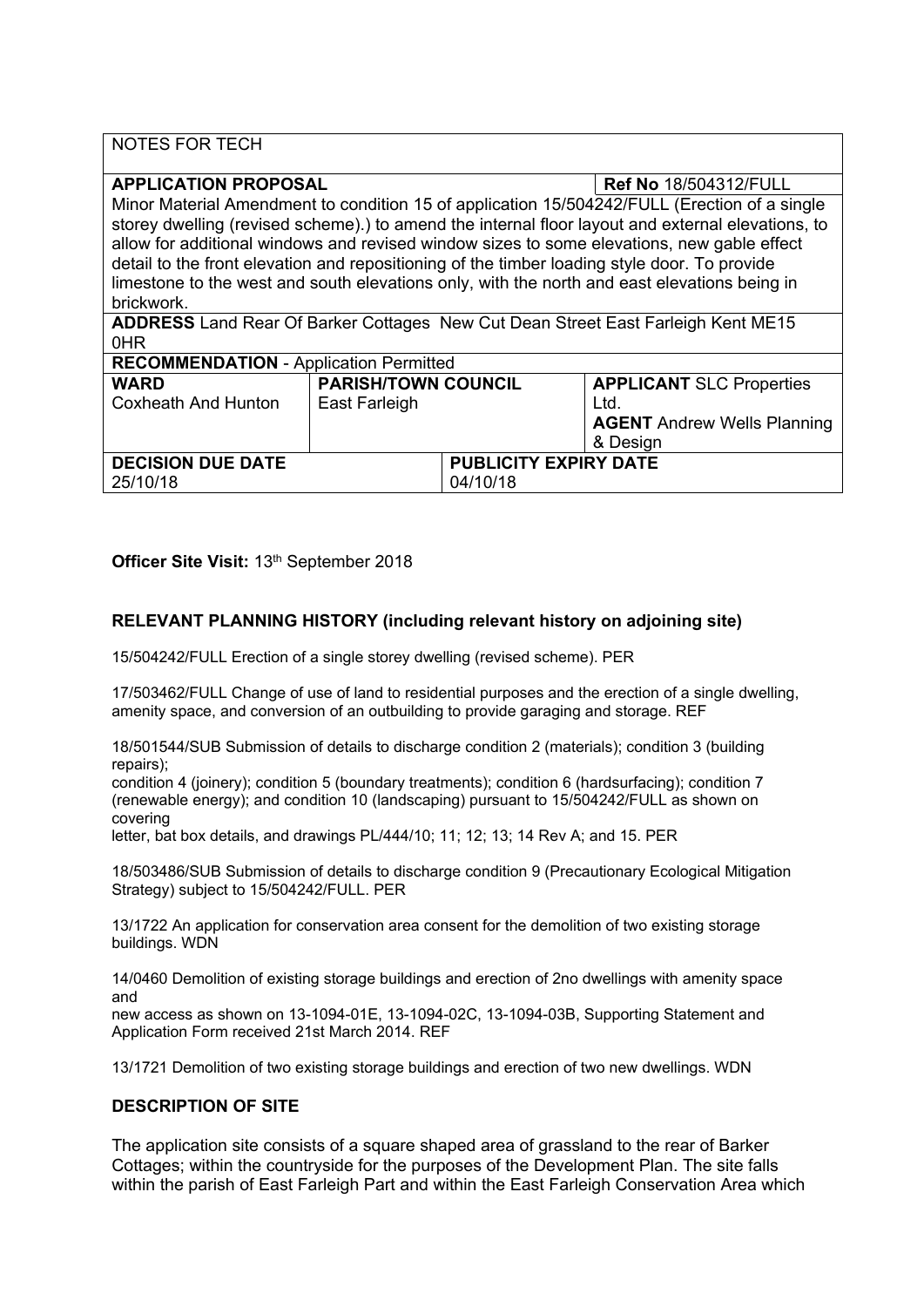| NOTES FOR TECH | | | |
|---|---|---|---|
| **APPLICATION PROPOSAL** | | | **Ref No** 18/504312/FULL |
| Minor Material Amendment to condition 15 of application 15/504242/FULL (Erection of a single storey dwelling (revised scheme).) to amend the internal floor layout and external elevations, to allow for additional windows and revised window sizes to some elevations, new gable effect detail to the front elevation and repositioning of the timber loading style door. To provide limestone to the west and south elevations only, with the north and east elevations being in brickwork. | | | |
| **ADDRESS** Land Rear Of Barker Cottages New Cut Dean Street East Farleigh Kent ME15 0HR | | | |
| **RECOMMENDATION** - Application Permitted | | | |
| **WARD** Coxheath And Hunton | **PARISH/TOWN COUNCIL** East Farleigh | | **APPLICANT** SLC Properties Ltd. **AGENT** Andrew Wells Planning & Design |
| **DECISION DUE DATE** 25/10/18 | | **PUBLICITY EXPIRY DATE** 04/10/18 | |

**Officer Site Visit:** 13th September 2018

## RELEVANT PLANNING HISTORY (including relevant history on adjoining site)

15/504242/FULL Erection of a single storey dwelling (revised scheme). PER

17/503462/FULL Change of use of land to residential purposes and the erection of a single dwelling, amenity space, and conversion of an outbuilding to provide garaging and storage. REF

18/501544/SUB Submission of details to discharge condition 2 (materials); condition 3 (building repairs);
condition 4 (joinery); condition 5 (boundary treatments); condition 6 (hardsurfacing); condition 7 (renewable energy); and condition 10 (landscaping) pursuant to 15/504242/FULL as shown on covering
letter, bat box details, and drawings PL/444/10; 11; 12; 13; 14 Rev A; and 15. PER

18/503486/SUB Submission of details to discharge condition 9 (Precautionary Ecological Mitigation Strategy) subject to 15/504242/FULL. PER

13/1722 An application for conservation area consent for the demolition of two existing storage buildings. WDN

14/0460 Demolition of existing storage buildings and erection of 2no dwellings with amenity space and
new access as shown on 13-1094-01E, 13-1094-02C, 13-1094-03B, Supporting Statement and Application Form received 21st March 2014. REF

13/1721 Demolition of two existing storage buildings and erection of two new dwellings. WDN

## DESCRIPTION OF SITE

The application site consists of a square shaped area of grassland to the rear of Barker Cottages; within the countryside for the purposes of the Development Plan. The site falls within the parish of East Farleigh Part and within the East Farleigh Conservation Area which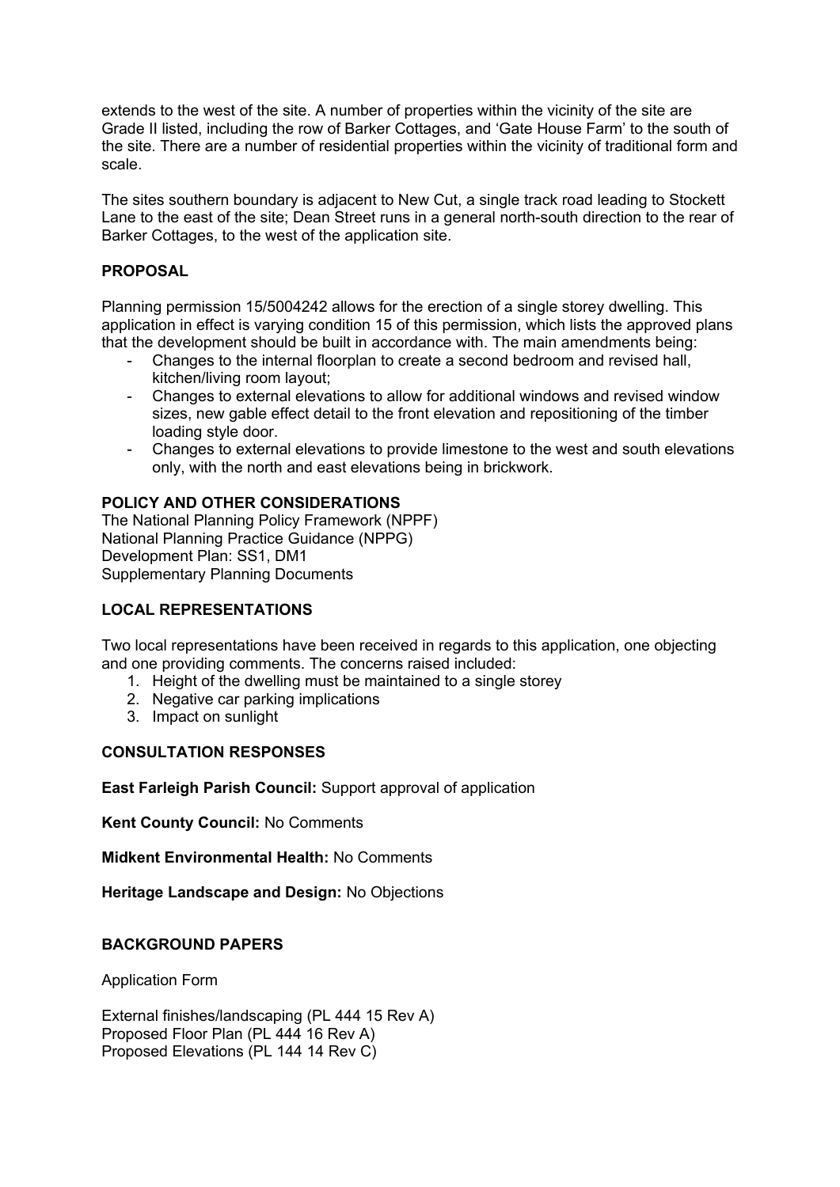extends to the west of the site. A number of properties within the vicinity of the site are Grade II listed, including the row of Barker Cottages, and 'Gate House Farm' to the south of the site. There are a number of residential properties within the vicinity of traditional form and scale.

The sites southern boundary is adjacent to New Cut, a single track road leading to Stockett Lane to the east of the site; Dean Street runs in a general north-south direction to the rear of Barker Cottages, to the west of the application site.

## PROPOSAL

Planning permission 15/5004242 allows for the erection of a single storey dwelling. This application in effect is varying condition 15 of this permission, which lists the approved plans that the development should be built in accordance with. The main amendments being:

- Changes to the internal floorplan to create a second bedroom and revised hall, kitchen/living room layout;
- Changes to external elevations to allow for additional windows and revised window sizes, new gable effect detail to the front elevation and repositioning of the timber loading style door.
- Changes to external elevations to provide limestone to the west and south elevations only, with the north and east elevations being in brickwork.

## POLICY AND OTHER CONSIDERATIONS

The National Planning Policy Framework (NPPF)
National Planning Practice Guidance (NPPG)
Development Plan: SS1, DM1
Supplementary Planning Documents

## LOCAL REPRESENTATIONS

Two local representations have been received in regards to this application, one objecting and one providing comments. The concerns raised included:

1. Height of the dwelling must be maintained to a single storey
2. Negative car parking implications
3. Impact on sunlight

## CONSULTATION RESPONSES

**East Farleigh Parish Council:** Support approval of application

**Kent County Council:** No Comments

**Midkent Environmental Health:** No Comments

**Heritage Landscape and Design:** No Objections

## BACKGROUND PAPERS

Application Form

External finishes/landscaping (PL 444 15 Rev A)
Proposed Floor Plan (PL 444 16 Rev A)
Proposed Elevations (PL 144 14 Rev C)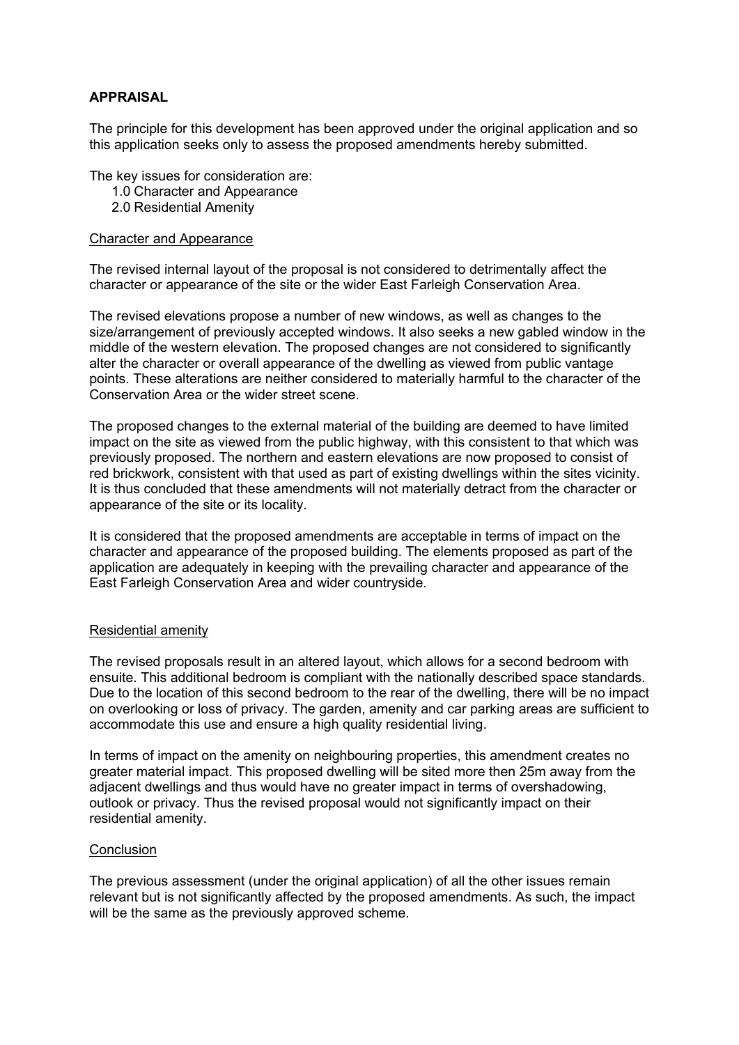**APPRAISAL**

The principle for this development has been approved under the original application and so this application seeks only to assess the proposed amendments hereby submitted.

The key issues for consideration are:

1.0 Character and Appearance
2.0 Residential Amenity

Character and Appearance

The revised internal layout of the proposal is not considered to detrimentally affect the character or appearance of the site or the wider East Farleigh Conservation Area.

The revised elevations propose a number of new windows, as well as changes to the size/arrangement of previously accepted windows. It also seeks a new gabled window in the middle of the western elevation. The proposed changes are not considered to significantly alter the character or overall appearance of the dwelling as viewed from public vantage points. These alterations are neither considered to materially harmful to the character of the Conservation Area or the wider street scene.

The proposed changes to the external material of the building are deemed to have limited impact on the site as viewed from the public highway, with this consistent to that which was previously proposed. The northern and eastern elevations are now proposed to consist of red brickwork, consistent with that used as part of existing dwellings within the sites vicinity. It is thus concluded that these amendments will not materially detract from the character or appearance of the site or its locality.

It is considered that the proposed amendments are acceptable in terms of impact on the character and appearance of the proposed building. The elements proposed as part of the application are adequately in keeping with the prevailing character and appearance of the East Farleigh Conservation Area and wider countryside.

Residential amenity

The revised proposals result in an altered layout, which allows for a second bedroom with ensuite. This additional bedroom is compliant with the nationally described space standards. Due to the location of this second bedroom to the rear of the dwelling, there will be no impact on overlooking or loss of privacy. The garden, amenity and car parking areas are sufficient to accommodate this use and ensure a high quality residential living.

In terms of impact on the amenity on neighbouring properties, this amendment creates no greater material impact. This proposed dwelling will be sited more then 25m away from the adjacent dwellings and thus would have no greater impact in terms of overshadowing, outlook or privacy. Thus the revised proposal would not significantly impact on their residential amenity.

Conclusion

The previous assessment (under the original application) of all the other issues remain relevant but is not significantly affected by the proposed amendments. As such, the impact will be the same as the previously approved scheme.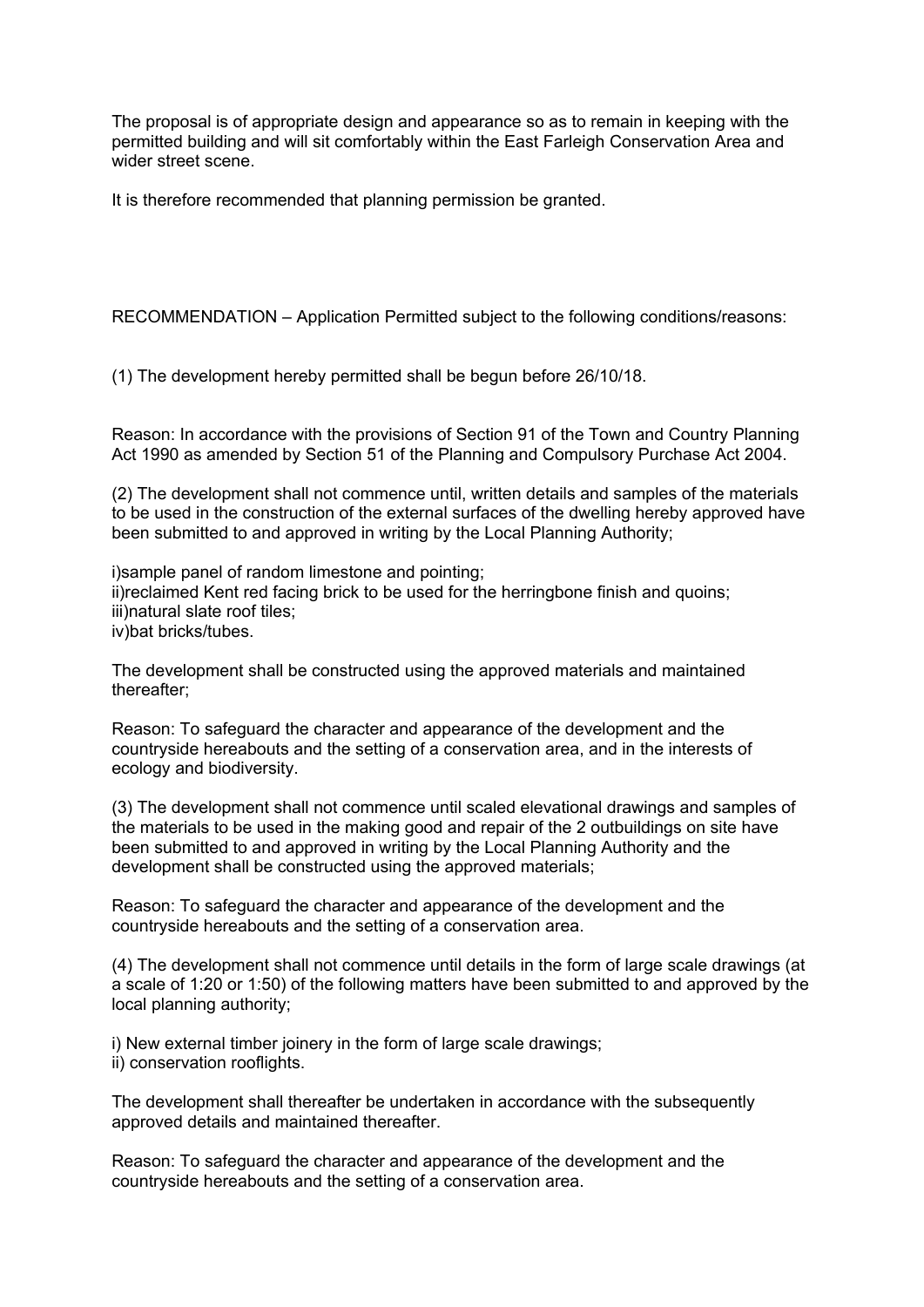The proposal is of appropriate design and appearance so as to remain in keeping with the permitted building and will sit comfortably within the East Farleigh Conservation Area and wider street scene.

It is therefore recommended that planning permission be granted.

RECOMMENDATION – Application Permitted subject to the following conditions/reasons:

(1) The development hereby permitted shall be begun before 26/10/18.

Reason: In accordance with the provisions of Section 91 of the Town and Country Planning Act 1990 as amended by Section 51 of the Planning and Compulsory Purchase Act 2004.

(2) The development shall not commence until, written details and samples of the materials to be used in the construction of the external surfaces of the dwelling hereby approved have been submitted to and approved in writing by the Local Planning Authority;

i)sample panel of random limestone and pointing;
ii)reclaimed Kent red facing brick to be used for the herringbone finish and quoins;
iii)natural slate roof tiles;
iv)bat bricks/tubes.

The development shall be constructed using the approved materials and maintained thereafter;

Reason: To safeguard the character and appearance of the development and the countryside hereabouts and the setting of a conservation area, and in the interests of ecology and biodiversity.

(3) The development shall not commence until scaled elevational drawings and samples of the materials to be used in the making good and repair of the 2 outbuildings on site have been submitted to and approved in writing by the Local Planning Authority and the development shall be constructed using the approved materials;

Reason: To safeguard the character and appearance of the development and the countryside hereabouts and the setting of a conservation area.

(4) The development shall not commence until details in the form of large scale drawings (at a scale of 1:20 or 1:50) of the following matters have been submitted to and approved by the local planning authority;

i) New external timber joinery in the form of large scale drawings;
ii) conservation rooflights.

The development shall thereafter be undertaken in accordance with the subsequently approved details and maintained thereafter.

Reason: To safeguard the character and appearance of the development and the countryside hereabouts and the setting of a conservation area.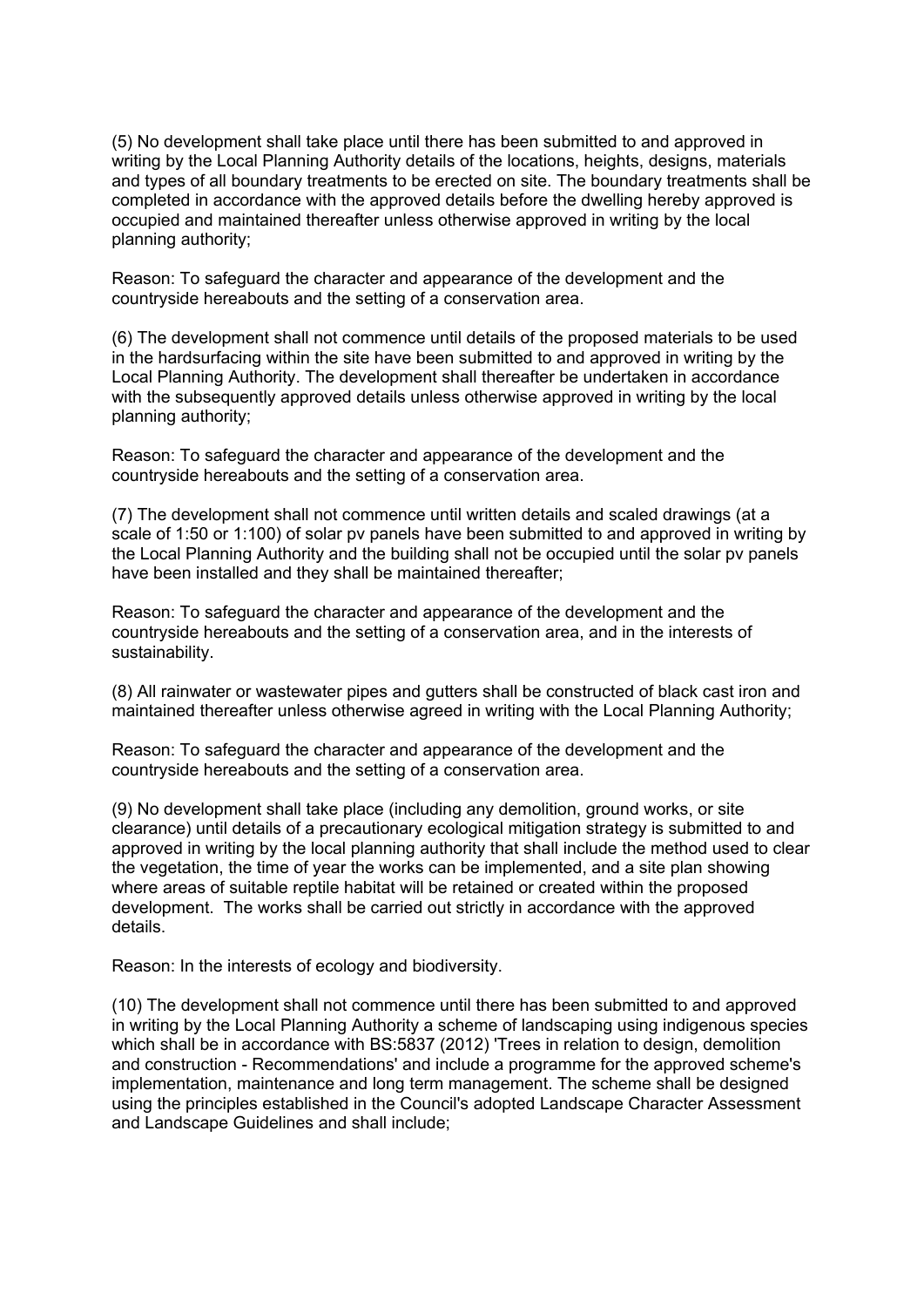(5) No development shall take place until there has been submitted to and approved in writing by the Local Planning Authority details of the locations, heights, designs, materials and types of all boundary treatments to be erected on site. The boundary treatments shall be completed in accordance with the approved details before the dwelling hereby approved is occupied and maintained thereafter unless otherwise approved in writing by the local planning authority;

Reason: To safeguard the character and appearance of the development and the countryside hereabouts and the setting of a conservation area.

(6) The development shall not commence until details of the proposed materials to be used in the hardsurfacing within the site have been submitted to and approved in writing by the Local Planning Authority. The development shall thereafter be undertaken in accordance with the subsequently approved details unless otherwise approved in writing by the local planning authority;

Reason: To safeguard the character and appearance of the development and the countryside hereabouts and the setting of a conservation area.

(7) The development shall not commence until written details and scaled drawings (at a scale of 1:50 or 1:100) of solar pv panels have been submitted to and approved in writing by the Local Planning Authority and the building shall not be occupied until the solar pv panels have been installed and they shall be maintained thereafter;

Reason: To safeguard the character and appearance of the development and the countryside hereabouts and the setting of a conservation area, and in the interests of sustainability.

(8) All rainwater or wastewater pipes and gutters shall be constructed of black cast iron and maintained thereafter unless otherwise agreed in writing with the Local Planning Authority;

Reason: To safeguard the character and appearance of the development and the countryside hereabouts and the setting of a conservation area.

(9) No development shall take place (including any demolition, ground works, or site clearance) until details of a precautionary ecological mitigation strategy is submitted to and approved in writing by the local planning authority that shall include the method used to clear the vegetation, the time of year the works can be implemented, and a site plan showing where areas of suitable reptile habitat will be retained or created within the proposed development. The works shall be carried out strictly in accordance with the approved details.

Reason: In the interests of ecology and biodiversity.

(10) The development shall not commence until there has been submitted to and approved in writing by the Local Planning Authority a scheme of landscaping using indigenous species which shall be in accordance with BS:5837 (2012) 'Trees in relation to design, demolition and construction - Recommendations' and include a programme for the approved scheme's implementation, maintenance and long term management. The scheme shall be designed using the principles established in the Council's adopted Landscape Character Assessment and Landscape Guidelines and shall include;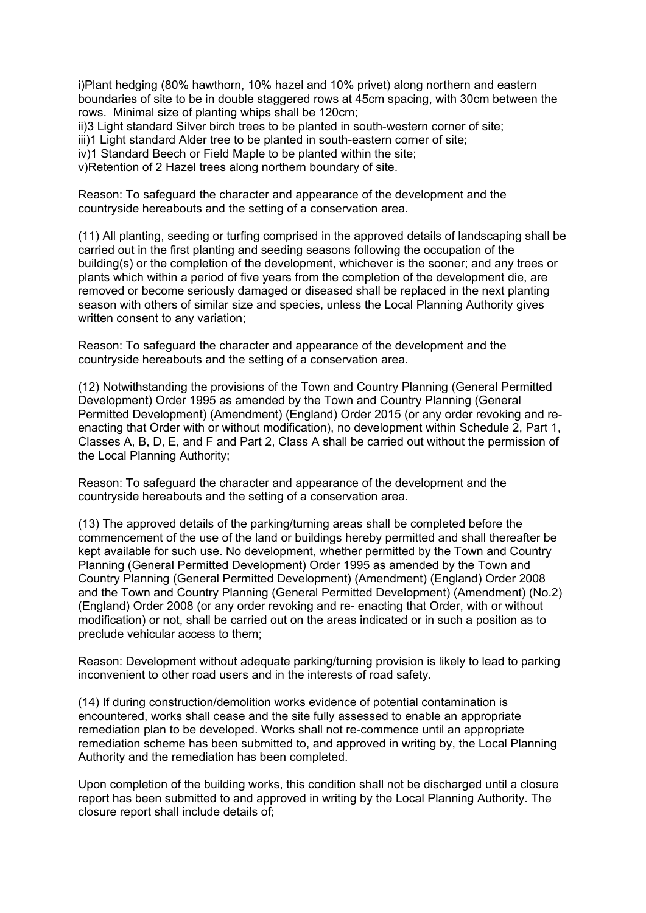i)Plant hedging (80% hawthorn, 10% hazel and 10% privet) along northern and eastern boundaries of site to be in double staggered rows at 45cm spacing, with 30cm between the rows. Minimal size of planting whips shall be 120cm;
ii)3 Light standard Silver birch trees to be planted in south-western corner of site;
iii)1 Light standard Alder tree to be planted in south-eastern corner of site;
iv)1 Standard Beech or Field Maple to be planted within the site;
v)Retention of 2 Hazel trees along northern boundary of site.

Reason: To safeguard the character and appearance of the development and the countryside hereabouts and the setting of a conservation area.

(11) All planting, seeding or turfing comprised in the approved details of landscaping shall be carried out in the first planting and seeding seasons following the occupation of the building(s) or the completion of the development, whichever is the sooner; and any trees or plants which within a period of five years from the completion of the development die, are removed or become seriously damaged or diseased shall be replaced in the next planting season with others of similar size and species, unless the Local Planning Authority gives written consent to any variation;

Reason: To safeguard the character and appearance of the development and the countryside hereabouts and the setting of a conservation area.

(12) Notwithstanding the provisions of the Town and Country Planning (General Permitted Development) Order 1995 as amended by the Town and Country Planning (General Permitted Development) (Amendment) (England) Order 2015 (or any order revoking and re-enacting that Order with or without modification), no development within Schedule 2, Part 1, Classes A, B, D, E, and F and Part 2, Class A shall be carried out without the permission of the Local Planning Authority;

Reason: To safeguard the character and appearance of the development and the countryside hereabouts and the setting of a conservation area.

(13) The approved details of the parking/turning areas shall be completed before the commencement of the use of the land or buildings hereby permitted and shall thereafter be kept available for such use. No development, whether permitted by the Town and Country Planning (General Permitted Development) Order 1995 as amended by the Town and Country Planning (General Permitted Development) (Amendment) (England) Order 2008 and the Town and Country Planning (General Permitted Development) (Amendment) (No.2) (England) Order 2008 (or any order revoking and re- enacting that Order, with or without modification) or not, shall be carried out on the areas indicated or in such a position as to preclude vehicular access to them;

Reason: Development without adequate parking/turning provision is likely to lead to parking inconvenient to other road users and in the interests of road safety.

(14) If during construction/demolition works evidence of potential contamination is encountered, works shall cease and the site fully assessed to enable an appropriate remediation plan to be developed. Works shall not re-commence until an appropriate remediation scheme has been submitted to, and approved in writing by, the Local Planning Authority and the remediation has been completed.

Upon completion of the building works, this condition shall not be discharged until a closure report has been submitted to and approved in writing by the Local Planning Authority. The closure report shall include details of;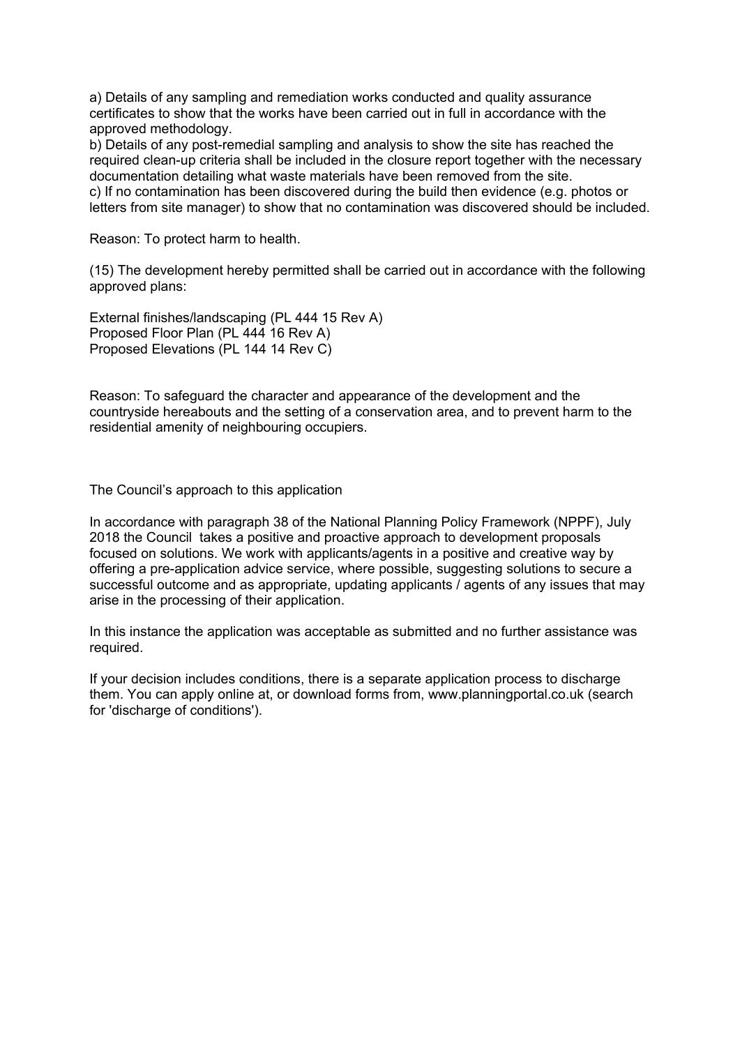a) Details of any sampling and remediation works conducted and quality assurance certificates to show that the works have been carried out in full in accordance with the approved methodology.

b) Details of any post-remedial sampling and analysis to show the site has reached the required clean-up criteria shall be included in the closure report together with the necessary documentation detailing what waste materials have been removed from the site.

c) If no contamination has been discovered during the build then evidence (e.g. photos or letters from site manager) to show that no contamination was discovered should be included.

Reason: To protect harm to health.

(15) The development hereby permitted shall be carried out in accordance with the following approved plans:

External finishes/landscaping (PL 444 15 Rev A)
Proposed Floor Plan (PL 444 16 Rev A)
Proposed Elevations (PL 144 14 Rev C)

Reason: To safeguard the character and appearance of the development and the countryside hereabouts and the setting of a conservation area, and to prevent harm to the residential amenity of neighbouring occupiers.

The Council's approach to this application

In accordance with paragraph 38 of the National Planning Policy Framework (NPPF), July 2018 the Council takes a positive and proactive approach to development proposals focused on solutions. We work with applicants/agents in a positive and creative way by offering a pre-application advice service, where possible, suggesting solutions to secure a successful outcome and as appropriate, updating applicants / agents of any issues that may arise in the processing of their application.

In this instance the application was acceptable as submitted and no further assistance was required.

If your decision includes conditions, there is a separate application process to discharge them. You can apply online at, or download forms from, www.planningportal.co.uk (search for 'discharge of conditions').